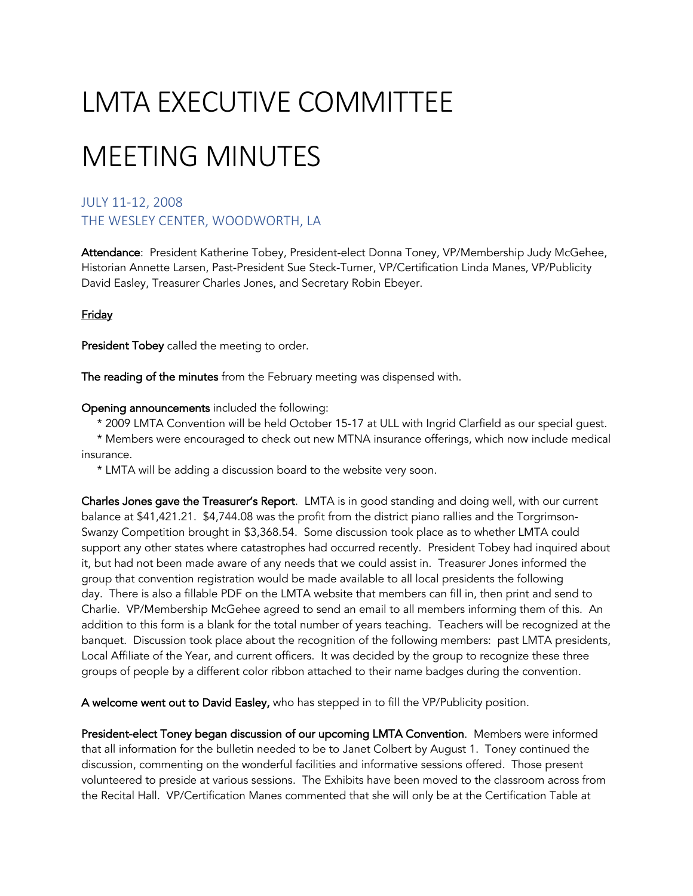# LMTA EXECUTIVE COMMITTEE

# MEETING MINUTES

### JULY 11-12, 2008
### THE WESLEY CENTER, WOODWORTH, LA

**Attendance**: President Katherine Tobey, President-elect Donna Toney, VP/Membership Judy McGehee, Historian Annette Larsen, Past-President Sue Steck-Turner, VP/Certification Linda Manes, VP/Publicity David Easley, Treasurer Charles Jones, and Secretary Robin Ebeyer.

<u>Friday</u>

**President Tobey** called the meeting to order.

**The reading of the minutes** from the February meeting was dispensed with.

**Opening announcements** included the following:

* 2009 LMTA Convention will be held October 15-17 at ULL with Ingrid Clarfield as our special guest.
* Members were encouraged to check out new MTNA insurance offerings, which now include medical insurance.
* LMTA will be adding a discussion board to the website very soon.

**Charles Jones gave the Treasurer's Report**. LMTA is in good standing and doing well, with our current balance at $41,421.21. $4,744.08 was the profit from the district piano rallies and the Torgrimson-Swanzy Competition brought in $3,368.54. Some discussion took place as to whether LMTA could support any other states where catastrophes had occurred recently. President Tobey had inquired about it, but had not been made aware of any needs that we could assist in. Treasurer Jones informed the group that convention registration would be made available to all local presidents the following day. There is also a fillable PDF on the LMTA website that members can fill in, then print and send to Charlie. VP/Membership McGehee agreed to send an email to all members informing them of this. An addition to this form is a blank for the total number of years teaching. Teachers will be recognized at the banquet. Discussion took place about the recognition of the following members: past LMTA presidents, Local Affiliate of the Year, and current officers. It was decided by the group to recognize these three groups of people by a different color ribbon attached to their name badges during the convention.

**A welcome went out to David Easley,** who has stepped in to fill the VP/Publicity position.

**President-elect Toney began discussion of our upcoming LMTA Convention**. Members were informed that all information for the bulletin needed to be to Janet Colbert by August 1. Toney continued the discussion, commenting on the wonderful facilities and informative sessions offered. Those present volunteered to preside at various sessions. The Exhibits have been moved to the classroom across from the Recital Hall. VP/Certification Manes commented that she will only be at the Certification Table at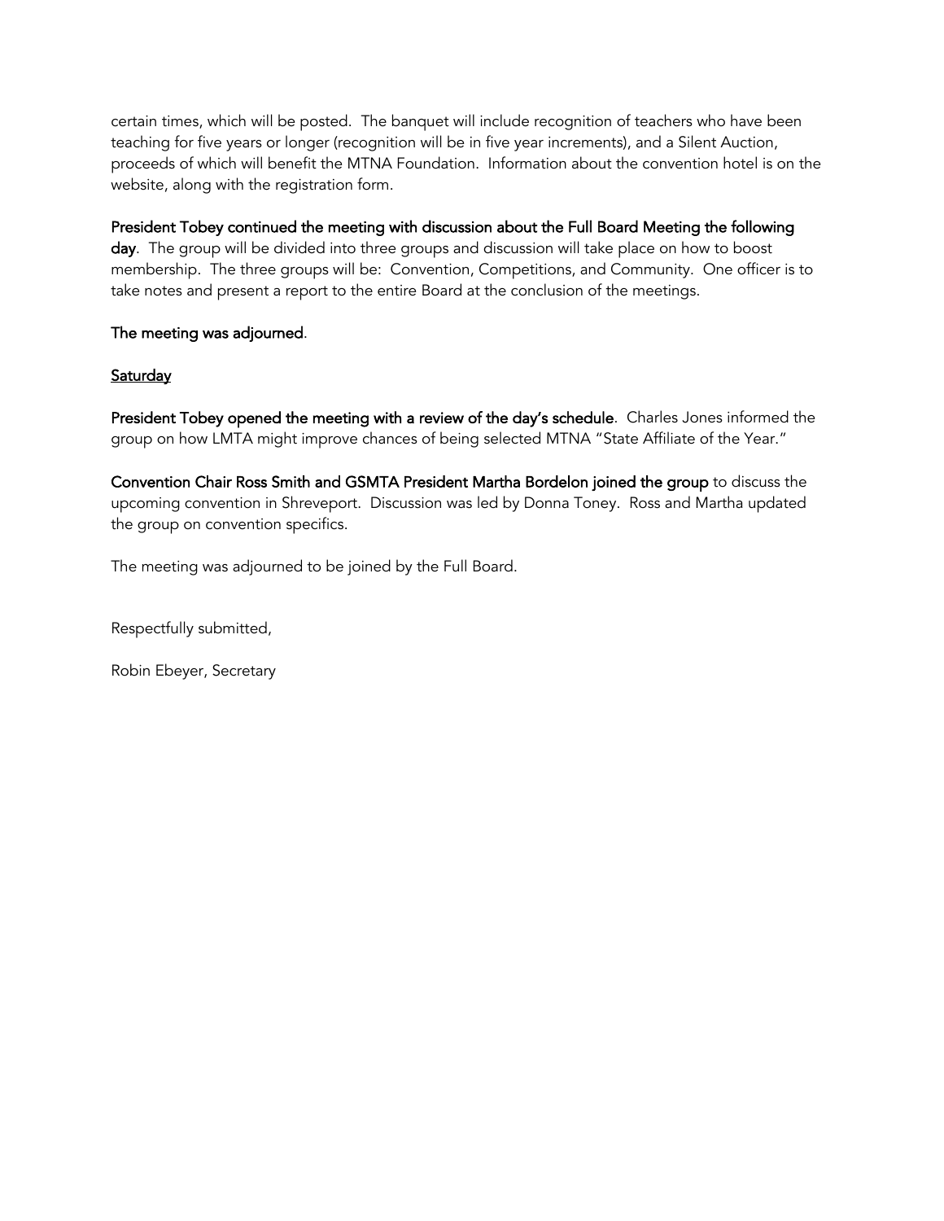certain times, which will be posted. The banquet will include recognition of teachers who have been teaching for five years or longer (recognition will be in five year increments), and a Silent Auction, proceeds of which will benefit the MTNA Foundation. Information about the convention hotel is on the website, along with the registration form.

**President Tobey continued the meeting with discussion about the Full Board Meeting the following day**. The group will be divided into three groups and discussion will take place on how to boost membership. The three groups will be: Convention, Competitions, and Community. One officer is to take notes and present a report to the entire Board at the conclusion of the meetings.

**The meeting was adjourned**.

**Saturday**

**President Tobey opened the meeting with a review of the day's schedule**. Charles Jones informed the group on how LMTA might improve chances of being selected MTNA "State Affiliate of the Year."

**Convention Chair Ross Smith and GSMTA President Martha Bordelon joined the group** to discuss the upcoming convention in Shreveport. Discussion was led by Donna Toney. Ross and Martha updated the group on convention specifics.

The meeting was adjourned to be joined by the Full Board.

Respectfully submitted,

Robin Ebeyer, Secretary